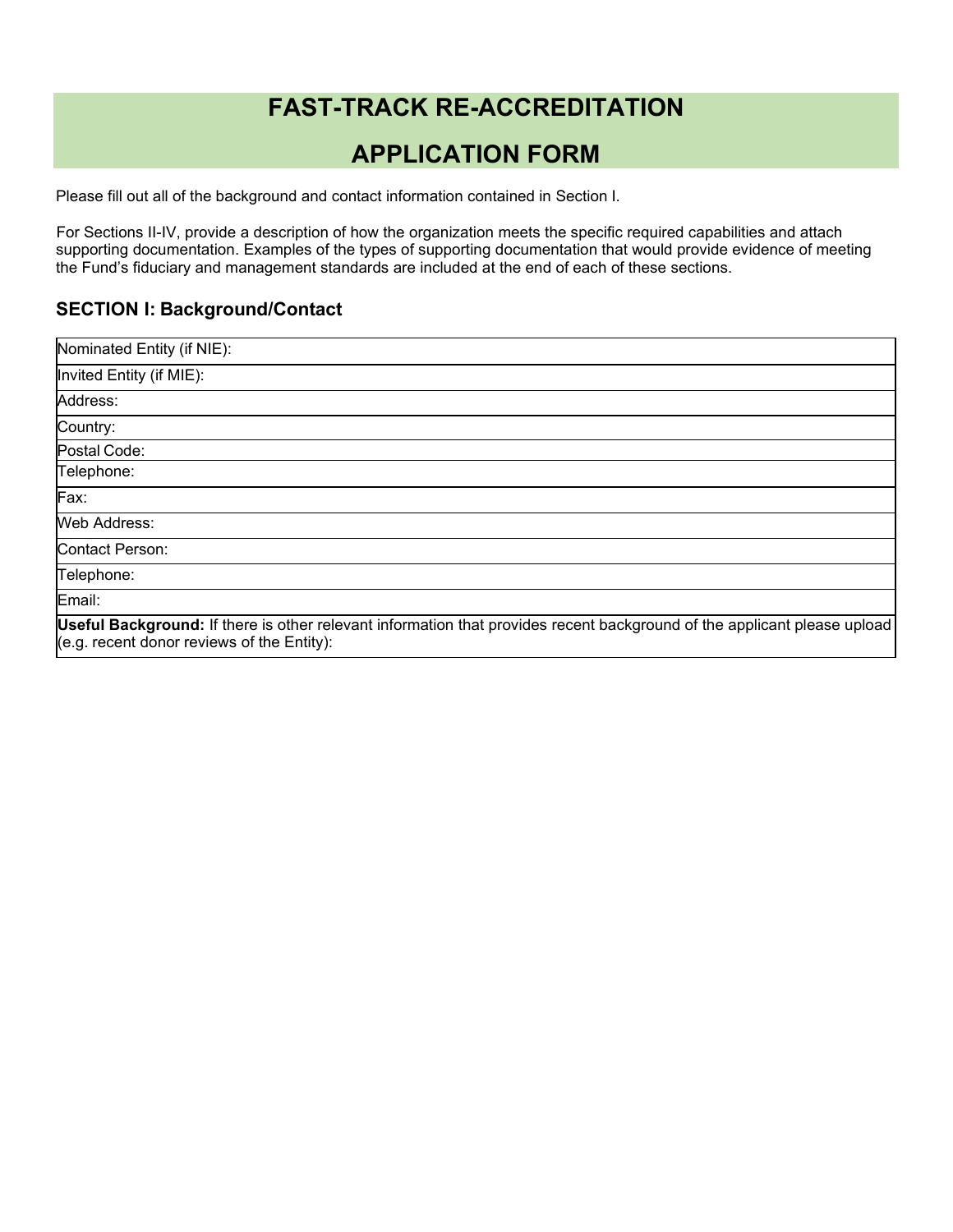# FAST-TRACK RE-ACCREDITATION

# APPLICATION FORM

Please fill out all of the background and contact information contained in Section I.

For Sections II-IV, provide a description of how the organization meets the specific required capabilities and attach supporting documentation. Examples of the types of supporting documentation that would provide evidence of meeting the Fund's fiduciary and management standards are included at the end of each of these sections.

## SECTION I: Background/Contact

| |
|---|
| Nominated Entity (if NIE): |
| Invited Entity (if MIE): |
| Address: |
| Country: |
| Postal Code: |
| Telephone: |
| Fax: |
| Web Address: |
| Contact Person: |
| Telephone: |
| Email: |
| **Useful Background:** If there is other relevant information that provides recent background of the applicant please upload (e.g. recent donor reviews of the Entity): |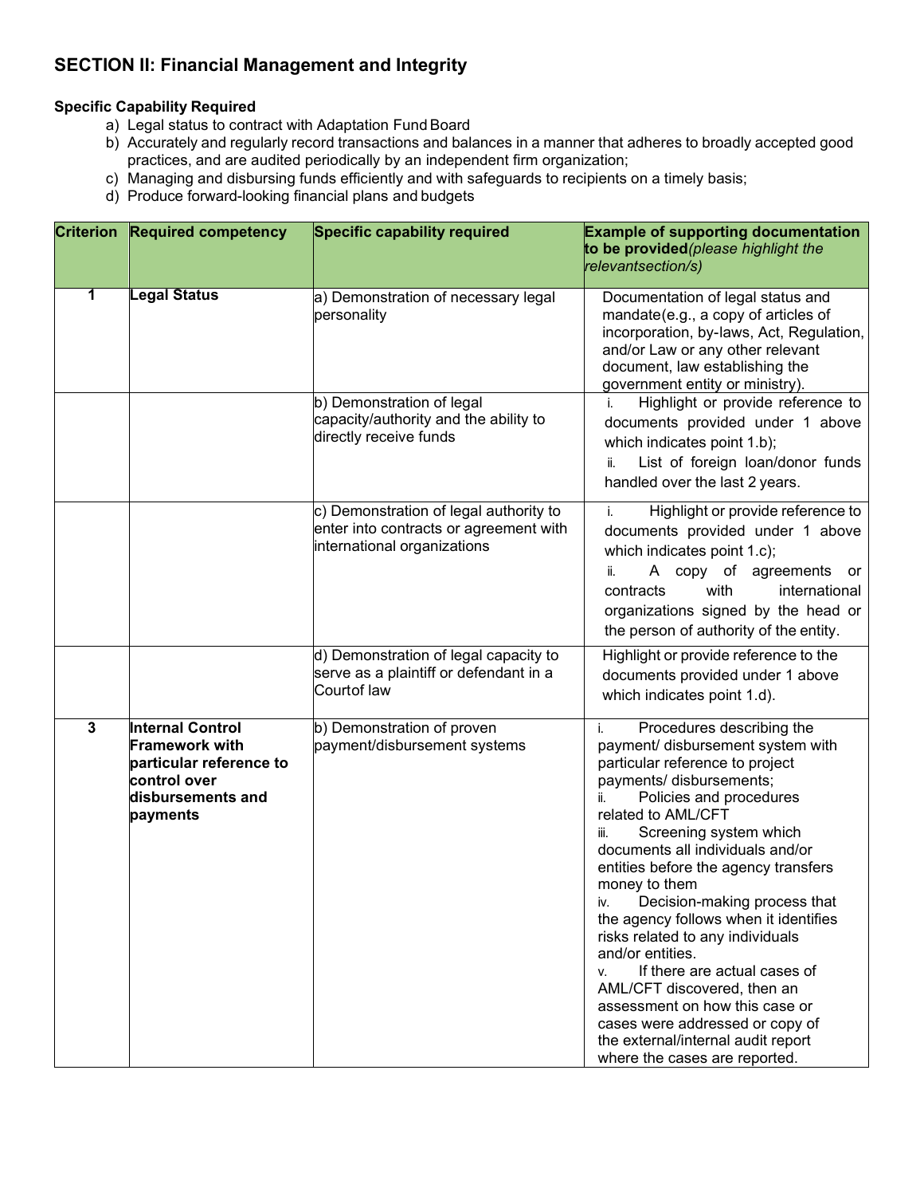## SECTION II: Financial Management and Integrity

**Specific Capability Required**

a) Legal status to contract with Adaptation Fund Board
b) Accurately and regularly record transactions and balances in a manner that adheres to broadly accepted good practices, and are audited periodically by an independent firm organization;
c) Managing and disbursing funds efficiently and with safeguards to recipients on a timely basis;
d) Produce forward-looking financial plans and budgets

| Criterion | Required competency | Specific capability required | Example of supporting documentation to be provided *(please highlight the relevantsection/s)* |
|---|---|---|---|
| 1 | **Legal Status** | a) Demonstration of necessary legal personality | Documentation of legal status and mandate(e.g., a copy of articles of incorporation, by-laws, Act, Regulation, and/or Law or any other relevant document, law establishing the government entity or ministry). |
| | | b) Demonstration of legal capacity/authority and the ability to directly receive funds | i. Highlight or provide reference to documents provided under 1 above which indicates point 1.b);<br>ii. List of foreign loan/donor funds handled over the last 2 years. |
| | | c) Demonstration of legal authority to enter into contracts or agreement with international organizations | i. Highlight or provide reference to documents provided under 1 above which indicates point 1.c);<br>ii. A copy of agreements or contracts with international organizations signed by the head or the person of authority of the entity. |
| | | d) Demonstration of legal capacity to serve as a plaintiff or defendant in a Courtof law | Highlight or provide reference to the documents provided under 1 above which indicates point 1.d). |
| 3 | **Internal Control Framework with particular reference to control over disbursements and payments** | b) Demonstration of proven payment/disbursement systems | i. Procedures describing the payment/ disbursement system with particular reference to project payments/ disbursements;<br>ii. Policies and procedures related to AML/CFT<br>iii. Screening system which documents all individuals and/or entities before the agency transfers money to them<br>iv. Decision-making process that the agency follows when it identifies risks related to any individuals and/or entities.<br>v. If there are actual cases of AML/CFT discovered, then an assessment on how this case or cases were addressed or copy of the external/internal audit report where the cases are reported. |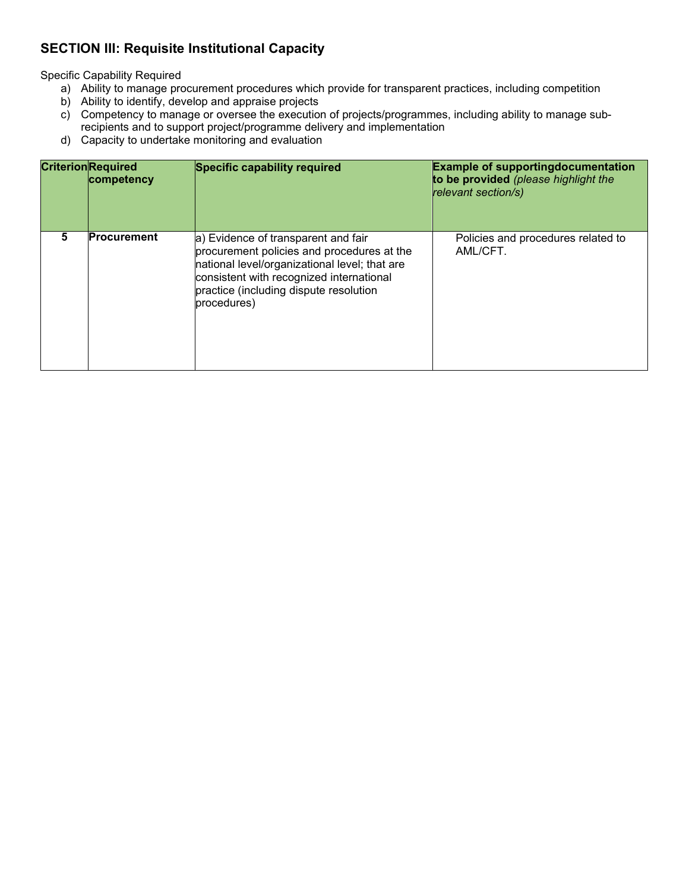## SECTION III: Requisite Institutional Capacity

Specific Capability Required

a) Ability to manage procurement procedures which provide for transparent practices, including competition
b) Ability to identify, develop and appraise projects
c) Competency to manage or oversee the execution of projects/programmes, including ability to manage sub-recipients and to support project/programme delivery and implementation
d) Capacity to undertake monitoring and evaluation

| **Criterion** | **Required competency** | **Specific capability required** | **Example of supportingdocumentation to be provided** *(please highlight the relevant section/s)* |
|---|---|---|---|
| **5** | **Procurement** | a) Evidence of transparent and fair procurement policies and procedures at the national level/organizational level; that are consistent with recognized international practice (including dispute resolution procedures) | Policies and procedures related to AML/CFT. |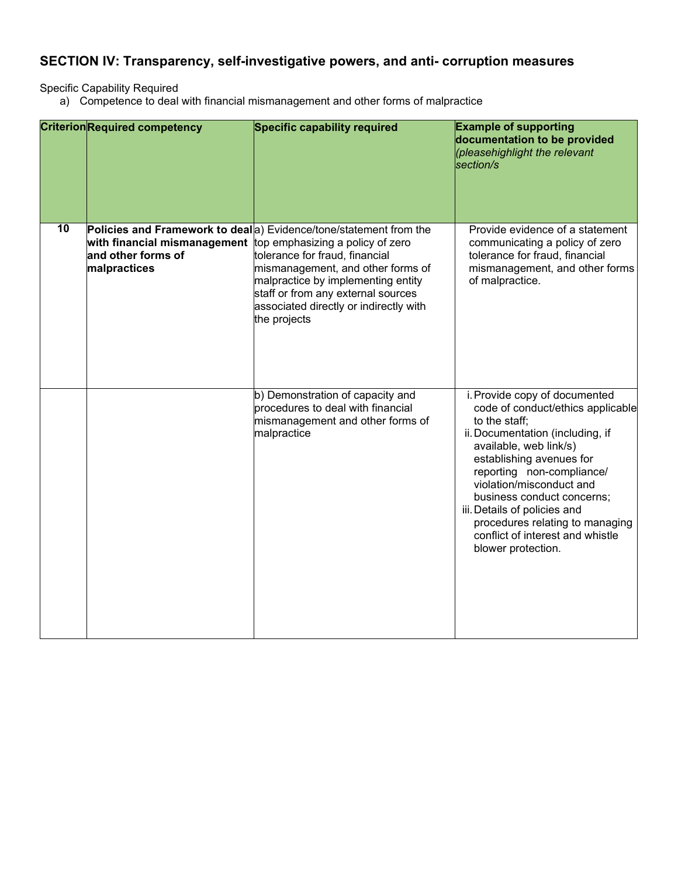## SECTION IV: Transparency, self-investigative powers, and anti- corruption measures

Specific Capability Required

a) Competence to deal with financial mismanagement and other forms of malpractice

| Criterion | Required competency | Specific capability required | Example of supporting documentation to be provided *(pleasehighlight the relevant section/s* |
|---|---|---|---|
| 10 | **Policies and Framework to deal with financial mismanagement and other forms of malpractices** | a) Evidence/tone/statement from the top emphasizing a policy of zero tolerance for fraud, financial mismanagement, and other forms of malpractice by implementing entity staff or from any external sources associated directly or indirectly with the projects | Provide evidence of a statement communicating a policy of zero tolerance for fraud, financial mismanagement, and other forms of malpractice. |
| | | b) Demonstration of capacity and procedures to deal with financial mismanagement and other forms of malpractice | i. Provide copy of documented code of conduct/ethics applicable to the staff;<br>ii. Documentation (including, if available, web link/s) establishing avenues for reporting non-compliance/ violation/misconduct and business conduct concerns;<br>iii. Details of policies and procedures relating to managing conflict of interest and whistle blower protection. |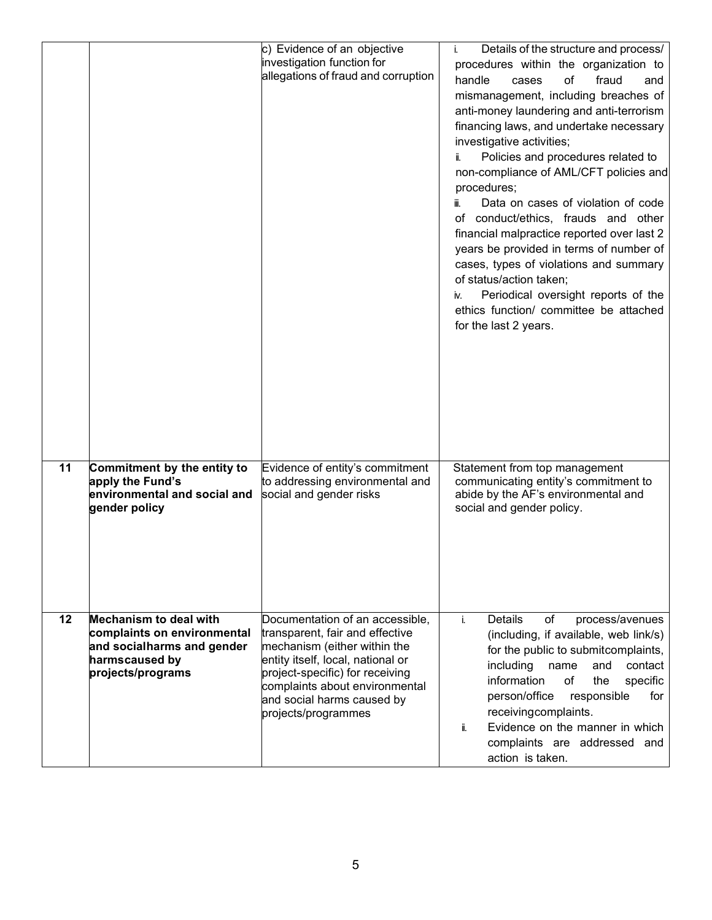| | | | |
|---|---|---|---|
| | | c) Evidence of an objective investigation function for allegations of fraud and corruption | i. Details of the structure and process/ procedures within the organization to handle cases of fraud and mismanagement, including breaches of anti-money laundering and anti-terrorism financing laws, and undertake necessary investigative activities;<br>ii. Policies and procedures related to non-compliance of AML/CFT policies and procedures;<br>iii. Data on cases of violation of code of conduct/ethics, frauds and other financial malpractice reported over last 2 years be provided in terms of number of cases, types of violations and summary of status/action taken;<br>iv. Periodical oversight reports of the ethics function/ committee be attached for the last 2 years. |
| **11** | **Commitment by the entity to apply the Fund's environmental and social and gender policy** | Evidence of entity's commitment to addressing environmental and social and gender risks | Statement from top management communicating entity's commitment to abide by the AF's environmental and social and gender policy. |
| **12** | **Mechanism to deal with complaints on environmental and socialharms and gender harmscaused by projects/programs** | Documentation of an accessible, transparent, fair and effective mechanism (either within the entity itself, local, national or project-specific) for receiving complaints about environmental and social harms caused by projects/programmes | i. Details of process/avenues (including, if available, web link/s) for the public to submitcomplaints, including name and contact information of the specific person/office responsible for receivingcomplaints.<br>ii. Evidence on the manner in which complaints are addressed and action is taken. |